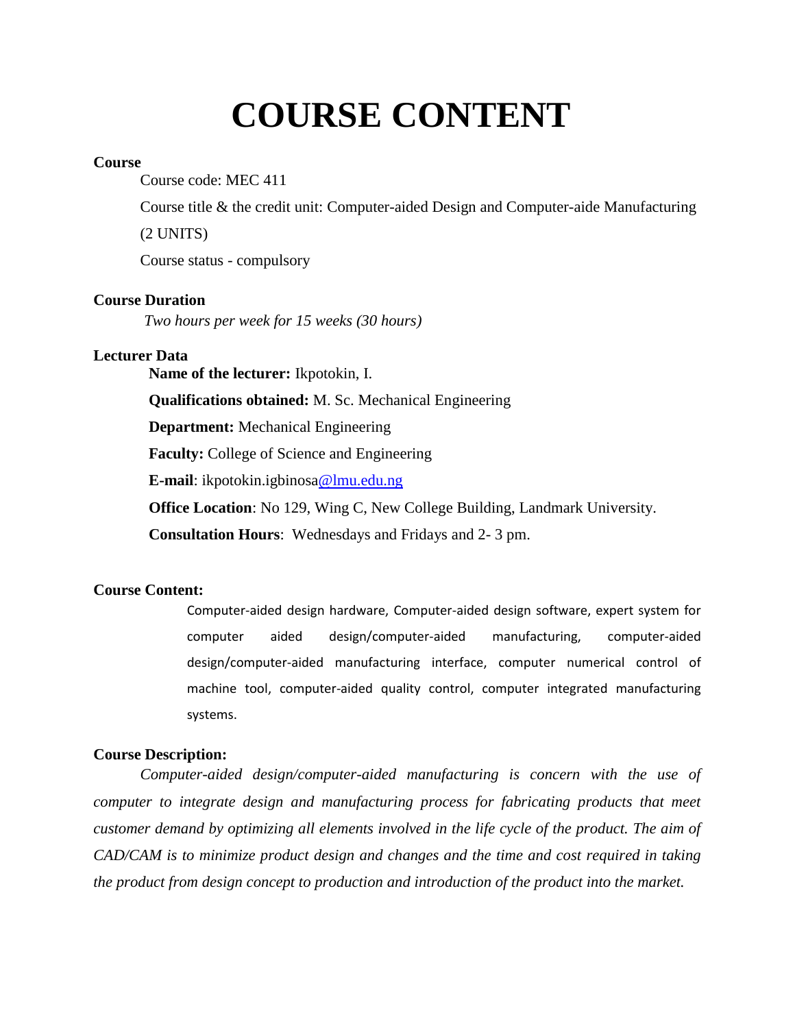# COURSE CONTENT

**Course**

Course code: MEC 411

Course title & the credit unit: Computer-aided Design and Computer-aide Manufacturing (2 UNITS)

Course status - compulsory

**Course Duration**

*Two hours per week for 15 weeks (30 hours)*

**Lecturer Data**

**Name of the lecturer:** Ikpotokin, I.

**Qualifications obtained:** M. Sc. Mechanical Engineering

**Department:** Mechanical Engineering

**Faculty:** College of Science and Engineering

**E-mail**: ikpotokin.igbinosa@lmu.edu.ng

**Office Location**: No 129, Wing C, New College Building, Landmark University.

**Consultation Hours**: Wednesdays and Fridays and 2- 3 pm.

**Course Content:**

Computer-aided design hardware, Computer-aided design software, expert system for computer aided design/computer-aided manufacturing, computer-aided design/computer-aided manufacturing interface, computer numerical control of machine tool, computer-aided quality control, computer integrated manufacturing systems.

**Course Description:**

*Computer-aided design/computer-aided manufacturing is concern with the use of computer to integrate design and manufacturing process for fabricating products that meet customer demand by optimizing all elements involved in the life cycle of the product. The aim of CAD/CAM is to minimize product design and changes and the time and cost required in taking the product from design concept to production and introduction of the product into the market.*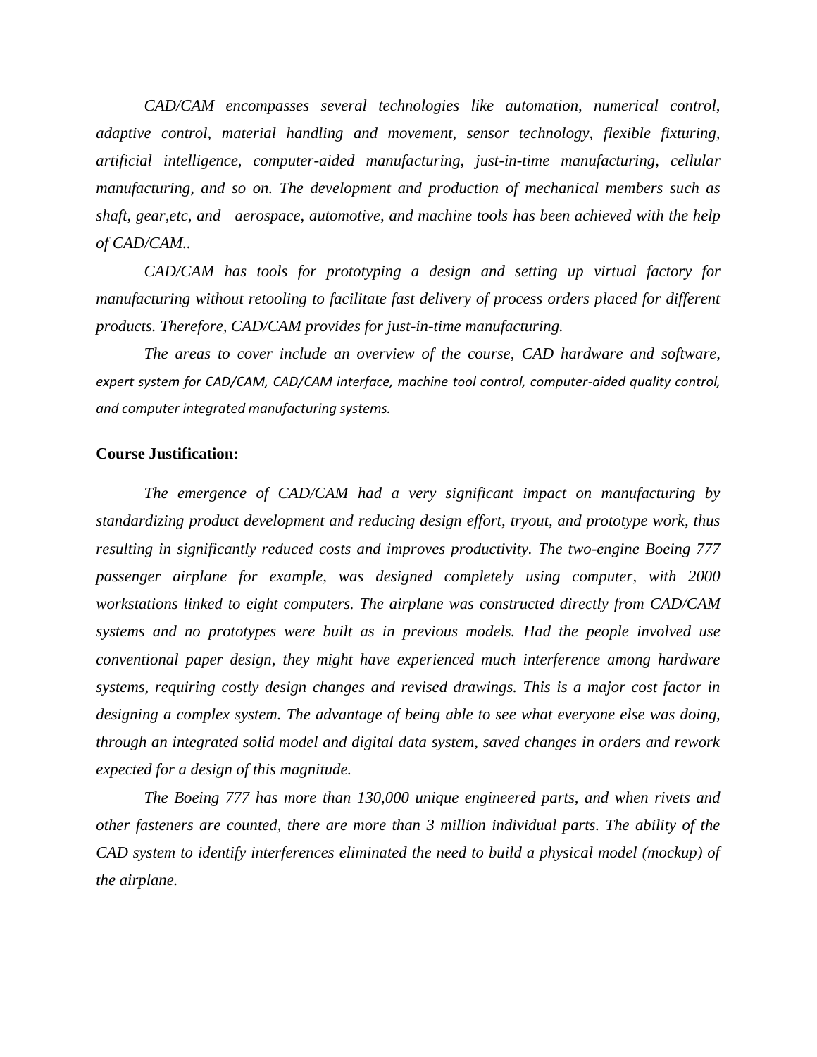*CAD/CAM encompasses several technologies like automation, numerical control, adaptive control, material handling and movement, sensor technology, flexible fixturing, artificial intelligence, computer-aided manufacturing, just-in-time manufacturing, cellular manufacturing, and so on. The development and production of mechanical members such as shaft, gear,etc, and aerospace, automotive, and machine tools has been achieved with the help of CAD/CAM..*

*CAD/CAM has tools for prototyping a design and setting up virtual factory for manufacturing without retooling to facilitate fast delivery of process orders placed for different products. Therefore, CAD/CAM provides for just-in-time manufacturing.*

*The areas to cover include an overview of the course, CAD hardware and software, expert system for CAD/CAM, CAD/CAM interface, machine tool control, computer-aided quality control, and computer integrated manufacturing systems.*

**Course Justification:**

*The emergence of CAD/CAM had a very significant impact on manufacturing by standardizing product development and reducing design effort, tryout, and prototype work, thus resulting in significantly reduced costs and improves productivity. The two-engine Boeing 777 passenger airplane for example, was designed completely using computer, with 2000 workstations linked to eight computers. The airplane was constructed directly from CAD/CAM systems and no prototypes were built as in previous models. Had the people involved use conventional paper design, they might have experienced much interference among hardware systems, requiring costly design changes and revised drawings. This is a major cost factor in designing a complex system. The advantage of being able to see what everyone else was doing, through an integrated solid model and digital data system, saved changes in orders and rework expected for a design of this magnitude.*

*The Boeing 777 has more than 130,000 unique engineered parts, and when rivets and other fasteners are counted, there are more than 3 million individual parts. The ability of the CAD system to identify interferences eliminated the need to build a physical model (mockup) of the airplane.*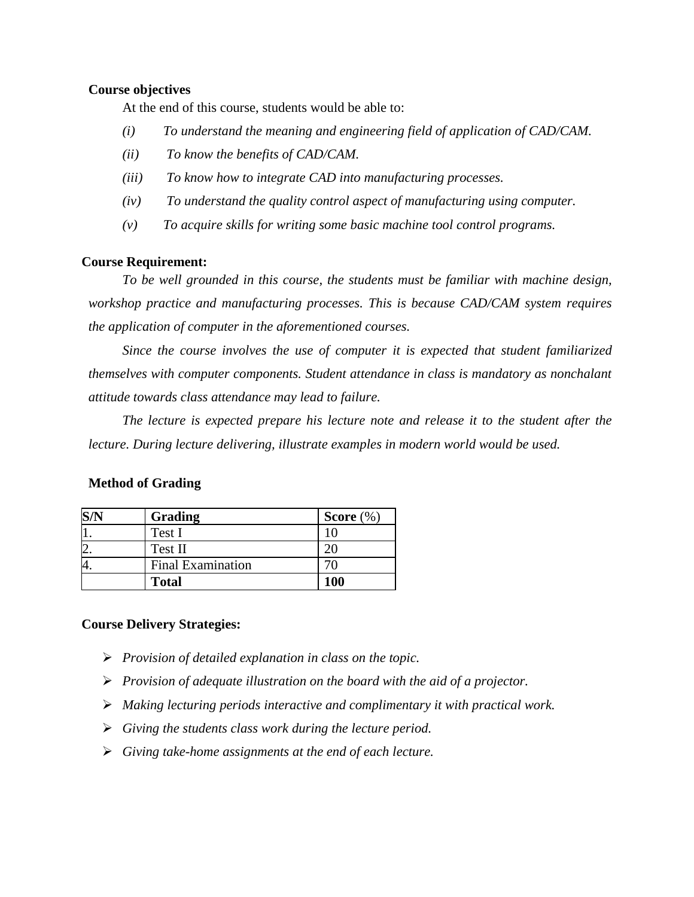**Course objectives**

At the end of this course, students would be able to:

*(i) To understand the meaning and engineering field of application of CAD/CAM.*

*(ii) To know the benefits of CAD/CAM.*

*(iii) To know how to integrate CAD into manufacturing processes.*

*(iv) To understand the quality control aspect of manufacturing using computer.*

*(v) To acquire skills for writing some basic machine tool control programs.*

**Course Requirement:**

*To be well grounded in this course, the students must be familiar with machine design, workshop practice and manufacturing processes. This is because CAD/CAM system requires the application of computer in the aforementioned courses.*

*Since the course involves the use of computer it is expected that student familiarized themselves with computer components. Student attendance in class is mandatory as nonchalant attitude towards class attendance may lead to failure.*

*The lecture is expected prepare his lecture note and release it to the student after the lecture. During lecture delivering, illustrate examples in modern world would be used.*

**Method of Grading**

| **S/N** | **Grading** | **Score** (%) |
|---|---|---|
| 1. | Test I | 10 |
| 2. | Test II | 20 |
| 4. | Final Examination | 70 |
| | **Total** | **100** |

**Course Delivery Strategies:**

- *Provision of detailed explanation in class on the topic.*
- *Provision of adequate illustration on the board with the aid of a projector.*
- *Making lecturing periods interactive and complimentary it with practical work.*
- *Giving the students class work during the lecture period.*
- *Giving take-home assignments at the end of each lecture.*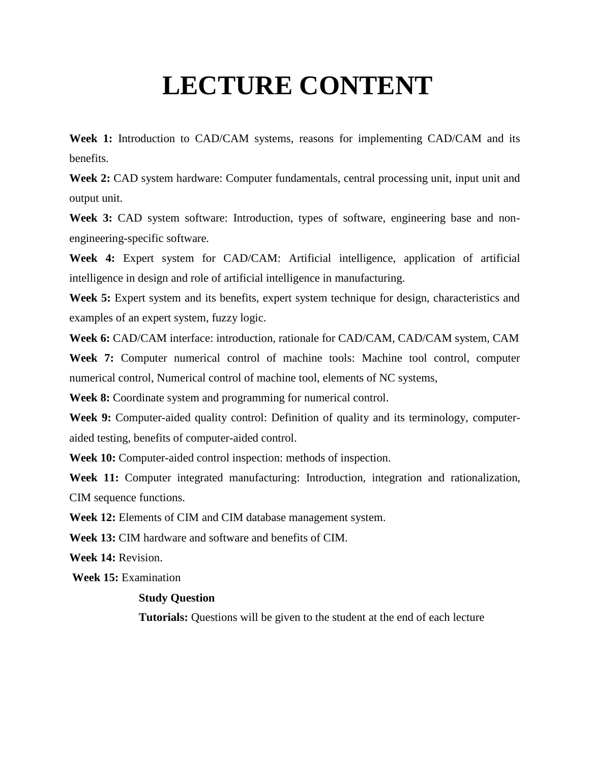# LECTURE CONTENT

**Week 1:** Introduction to CAD/CAM systems, reasons for implementing CAD/CAM and its benefits.

**Week 2:** CAD system hardware: Computer fundamentals, central processing unit, input unit and output unit.

**Week 3:** CAD system software: Introduction, types of software, engineering base and non-engineering-specific software.

**Week 4:** Expert system for CAD/CAM: Artificial intelligence, application of artificial intelligence in design and role of artificial intelligence in manufacturing.

**Week 5:** Expert system and its benefits, expert system technique for design, characteristics and examples of an expert system, fuzzy logic.

**Week 6:** CAD/CAM interface: introduction, rationale for CAD/CAM, CAD/CAM system, CAM

**Week 7:** Computer numerical control of machine tools: Machine tool control, computer numerical control, Numerical control of machine tool, elements of NC systems,

**Week 8:** Coordinate system and programming for numerical control.

**Week 9:** Computer-aided quality control: Definition of quality and its terminology, computer-aided testing, benefits of computer-aided control.

**Week 10:** Computer-aided control inspection: methods of inspection.

**Week 11:** Computer integrated manufacturing: Introduction, integration and rationalization, CIM sequence functions.

**Week 12:** Elements of CIM and CIM database management system.

**Week 13:** CIM hardware and software and benefits of CIM.

**Week 14:** Revision.

**Week 15:** Examination

**Study Question**

**Tutorials:** Questions will be given to the student at the end of each lecture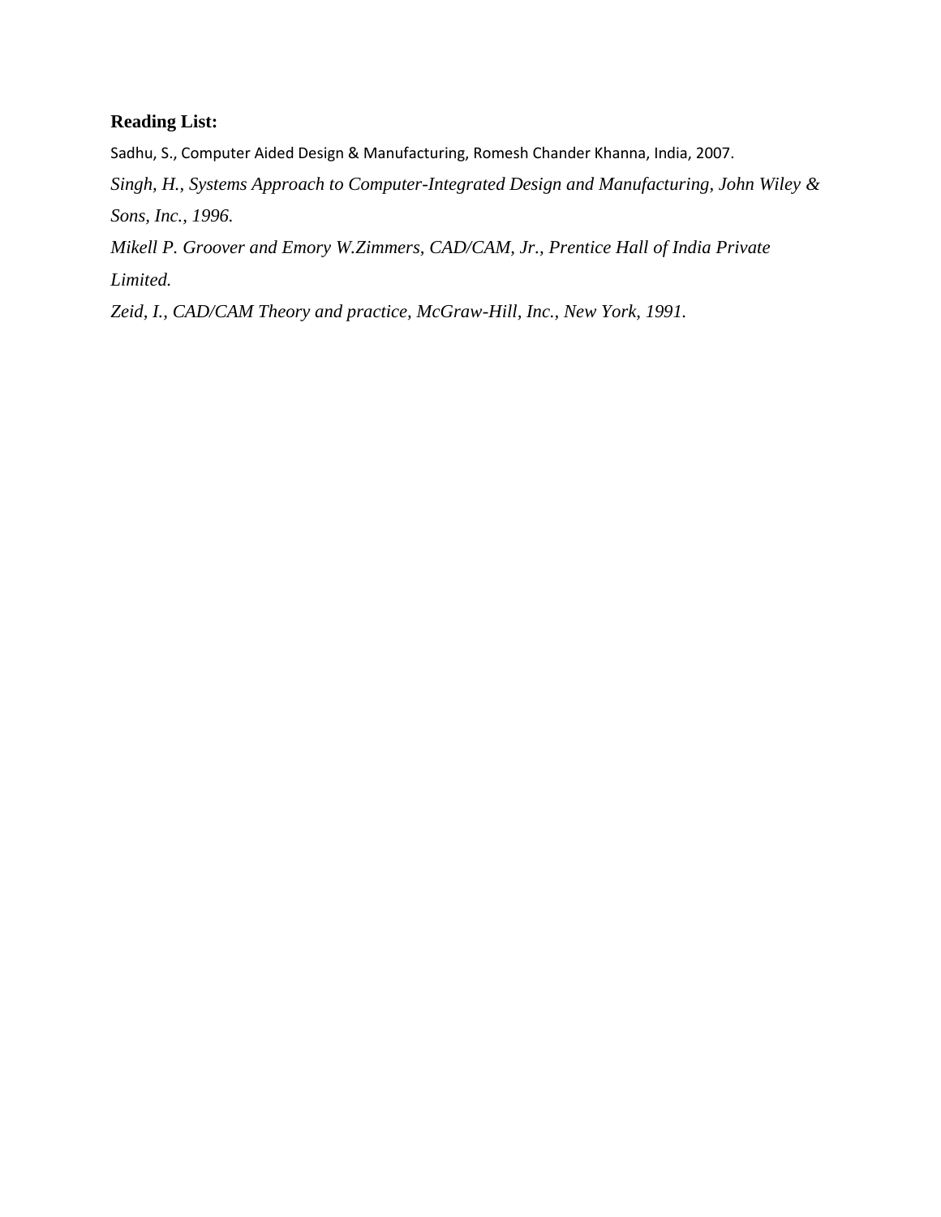**Reading List:**

Sadhu, S., Computer Aided Design & Manufacturing, Romesh Chander Khanna, India, 2007.

*Singh, H., Systems Approach to Computer-Integrated Design and Manufacturing, John Wiley & Sons, Inc., 1996.*

*Mikell P. Groover and Emory W.Zimmers, CAD/CAM, Jr., Prentice Hall of India Private Limited.*

*Zeid, I., CAD/CAM Theory and practice, McGraw-Hill, Inc., New York, 1991.*